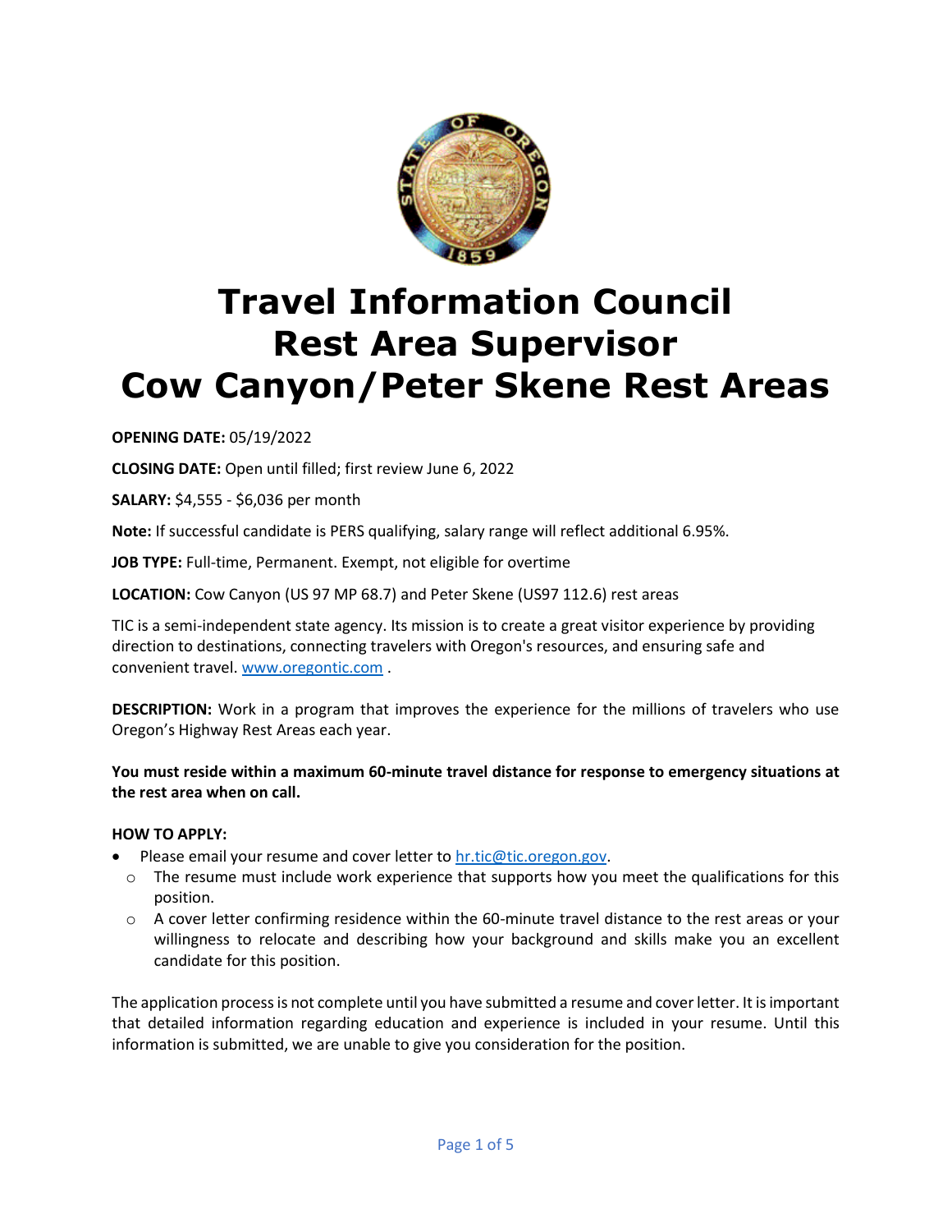# Travel Information Council
# Rest Area Supervisor
# Cow Canyon/Peter Skene Rest Areas

**OPENING DATE:** 05/19/2022

**CLOSING DATE:** Open until filled; first review June 6, 2022

**SALARY:** $4,555 - $6,036 per month

**Note:** If successful candidate is PERS qualifying, salary range will reflect additional 6.95%.

**JOB TYPE:** Full-time, Permanent. Exempt, not eligible for overtime

**LOCATION:** Cow Canyon (US 97 MP 68.7) and Peter Skene (US97 112.6) rest areas

TIC is a semi-independent state agency. Its mission is to create a great visitor experience by providing direction to destinations, connecting travelers with Oregon's resources, and ensuring safe and convenient travel. [www.oregontic.com](http://www.oregontic.com) .

**DESCRIPTION:** Work in a program that improves the experience for the millions of travelers who use Oregon's Highway Rest Areas each year.

**You must reside within a maximum 60-minute travel distance for response to emergency situations at the rest area when on call.**

**HOW TO APPLY:**

- Please email your resume and cover letter to [hr.tic@tic.oregon.gov](mailto:hr.tic@tic.oregon.gov).
  - The resume must include work experience that supports how you meet the qualifications for this position.
  - A cover letter confirming residence within the 60-minute travel distance to the rest areas or your willingness to relocate and describing how your background and skills make you an excellent candidate for this position.

The application process is not complete until you have submitted a resume and cover letter. It is important that detailed information regarding education and experience is included in your resume. Until this information is submitted, we are unable to give you consideration for the position.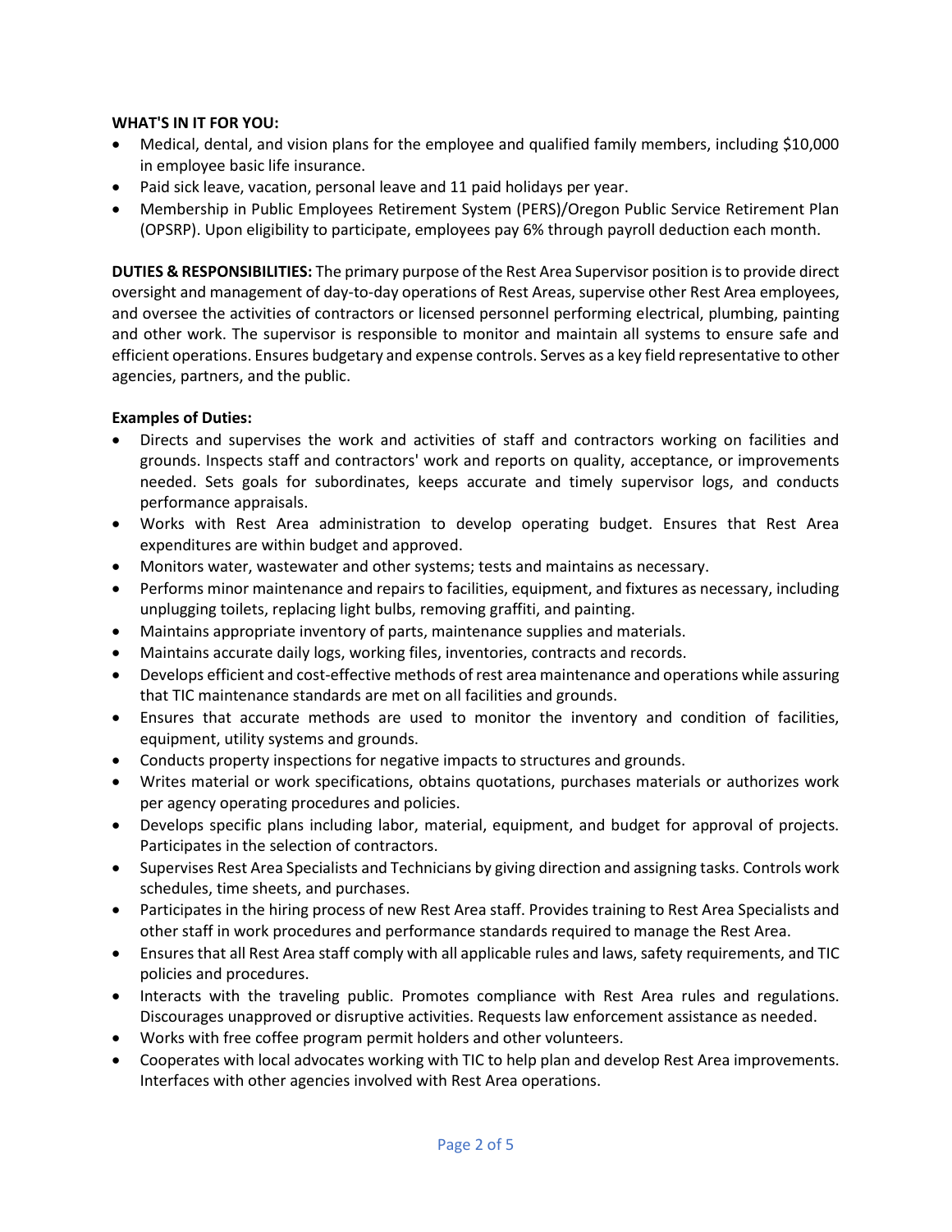**WHAT'S IN IT FOR YOU:**

- Medical, dental, and vision plans for the employee and qualified family members, including $10,000 in employee basic life insurance.
- Paid sick leave, vacation, personal leave and 11 paid holidays per year.
- Membership in Public Employees Retirement System (PERS)/Oregon Public Service Retirement Plan (OPSRP). Upon eligibility to participate, employees pay 6% through payroll deduction each month.

**DUTIES & RESPONSIBILITIES:** The primary purpose of the Rest Area Supervisor position is to provide direct oversight and management of day-to-day operations of Rest Areas, supervise other Rest Area employees, and oversee the activities of contractors or licensed personnel performing electrical, plumbing, painting and other work. The supervisor is responsible to monitor and maintain all systems to ensure safe and efficient operations. Ensures budgetary and expense controls. Serves as a key field representative to other agencies, partners, and the public.

**Examples of Duties:**

- Directs and supervises the work and activities of staff and contractors working on facilities and grounds. Inspects staff and contractors' work and reports on quality, acceptance, or improvements needed. Sets goals for subordinates, keeps accurate and timely supervisor logs, and conducts performance appraisals.
- Works with Rest Area administration to develop operating budget. Ensures that Rest Area expenditures are within budget and approved.
- Monitors water, wastewater and other systems; tests and maintains as necessary.
- Performs minor maintenance and repairs to facilities, equipment, and fixtures as necessary, including unplugging toilets, replacing light bulbs, removing graffiti, and painting.
- Maintains appropriate inventory of parts, maintenance supplies and materials.
- Maintains accurate daily logs, working files, inventories, contracts and records.
- Develops efficient and cost-effective methods of rest area maintenance and operations while assuring that TIC maintenance standards are met on all facilities and grounds.
- Ensures that accurate methods are used to monitor the inventory and condition of facilities, equipment, utility systems and grounds.
- Conducts property inspections for negative impacts to structures and grounds.
- Writes material or work specifications, obtains quotations, purchases materials or authorizes work per agency operating procedures and policies.
- Develops specific plans including labor, material, equipment, and budget for approval of projects. Participates in the selection of contractors.
- Supervises Rest Area Specialists and Technicians by giving direction and assigning tasks. Controls work schedules, time sheets, and purchases.
- Participates in the hiring process of new Rest Area staff. Provides training to Rest Area Specialists and other staff in work procedures and performance standards required to manage the Rest Area.
- Ensures that all Rest Area staff comply with all applicable rules and laws, safety requirements, and TIC policies and procedures.
- Interacts with the traveling public. Promotes compliance with Rest Area rules and regulations. Discourages unapproved or disruptive activities. Requests law enforcement assistance as needed.
- Works with free coffee program permit holders and other volunteers.
- Cooperates with local advocates working with TIC to help plan and develop Rest Area improvements. Interfaces with other agencies involved with Rest Area operations.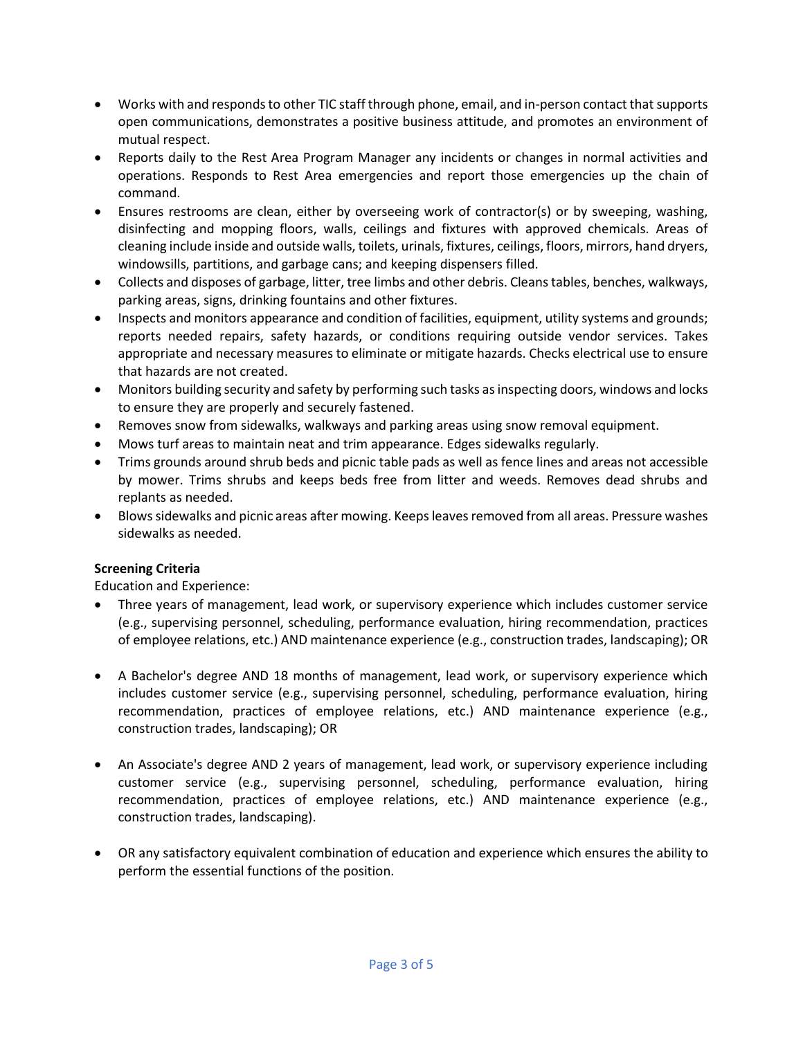- Works with and responds to other TIC staff through phone, email, and in-person contact that supports open communications, demonstrates a positive business attitude, and promotes an environment of mutual respect.
- Reports daily to the Rest Area Program Manager any incidents or changes in normal activities and operations. Responds to Rest Area emergencies and report those emergencies up the chain of command.
- Ensures restrooms are clean, either by overseeing work of contractor(s) or by sweeping, washing, disinfecting and mopping floors, walls, ceilings and fixtures with approved chemicals. Areas of cleaning include inside and outside walls, toilets, urinals, fixtures, ceilings, floors, mirrors, hand dryers, windowsills, partitions, and garbage cans; and keeping dispensers filled.
- Collects and disposes of garbage, litter, tree limbs and other debris. Cleans tables, benches, walkways, parking areas, signs, drinking fountains and other fixtures.
- Inspects and monitors appearance and condition of facilities, equipment, utility systems and grounds; reports needed repairs, safety hazards, or conditions requiring outside vendor services. Takes appropriate and necessary measures to eliminate or mitigate hazards. Checks electrical use to ensure that hazards are not created.
- Monitors building security and safety by performing such tasks as inspecting doors, windows and locks to ensure they are properly and securely fastened.
- Removes snow from sidewalks, walkways and parking areas using snow removal equipment.
- Mows turf areas to maintain neat and trim appearance. Edges sidewalks regularly.
- Trims grounds around shrub beds and picnic table pads as well as fence lines and areas not accessible by mower. Trims shrubs and keeps beds free from litter and weeds. Removes dead shrubs and replants as needed.
- Blows sidewalks and picnic areas after mowing. Keeps leaves removed from all areas. Pressure washes sidewalks as needed.

**Screening Criteria**

Education and Experience:

- Three years of management, lead work, or supervisory experience which includes customer service (e.g., supervising personnel, scheduling, performance evaluation, hiring recommendation, practices of employee relations, etc.) AND maintenance experience (e.g., construction trades, landscaping); OR

- A Bachelor's degree AND 18 months of management, lead work, or supervisory experience which includes customer service (e.g., supervising personnel, scheduling, performance evaluation, hiring recommendation, practices of employee relations, etc.) AND maintenance experience (e.g., construction trades, landscaping); OR

- An Associate's degree AND 2 years of management, lead work, or supervisory experience including customer service (e.g., supervising personnel, scheduling, performance evaluation, hiring recommendation, practices of employee relations, etc.) AND maintenance experience (e.g., construction trades, landscaping).

- OR any satisfactory equivalent combination of education and experience which ensures the ability to perform the essential functions of the position.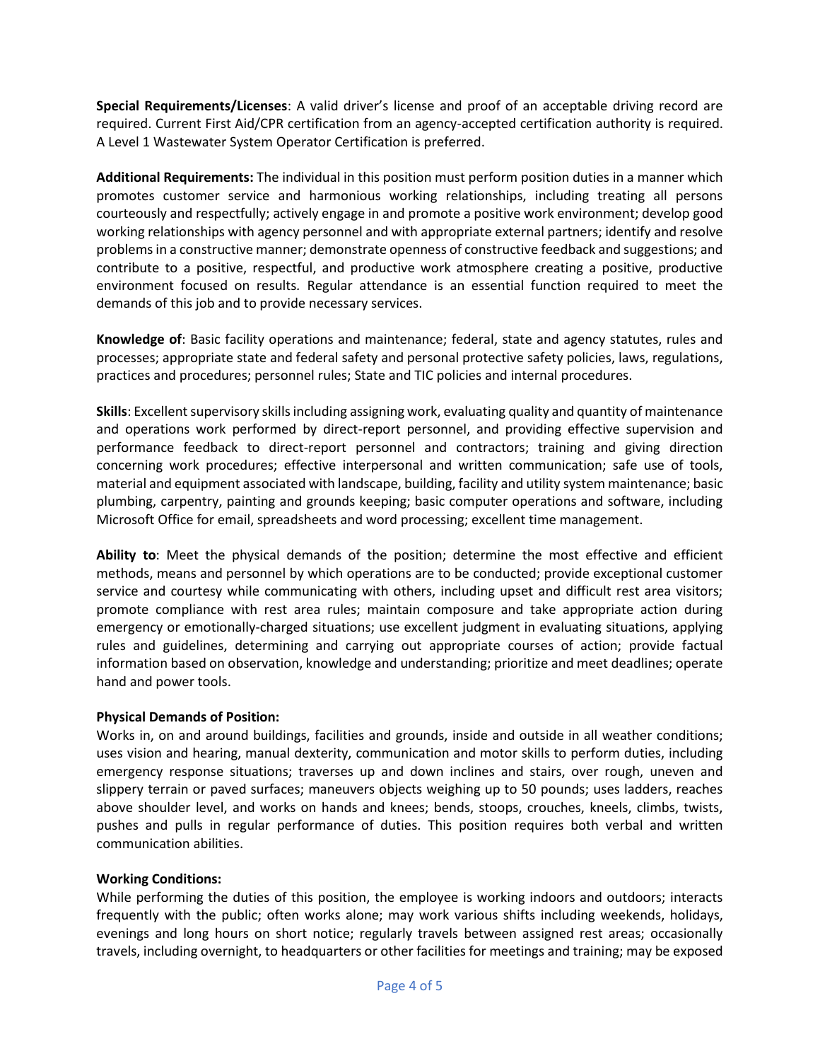**Special Requirements/Licenses**: A valid driver's license and proof of an acceptable driving record are required. Current First Aid/CPR certification from an agency-accepted certification authority is required. A Level 1 Wastewater System Operator Certification is preferred.

**Additional Requirements:** The individual in this position must perform position duties in a manner which promotes customer service and harmonious working relationships, including treating all persons courteously and respectfully; actively engage in and promote a positive work environment; develop good working relationships with agency personnel and with appropriate external partners; identify and resolve problems in a constructive manner; demonstrate openness of constructive feedback and suggestions; and contribute to a positive, respectful, and productive work atmosphere creating a positive, productive environment focused on results. Regular attendance is an essential function required to meet the demands of this job and to provide necessary services.

**Knowledge of**: Basic facility operations and maintenance; federal, state and agency statutes, rules and processes; appropriate state and federal safety and personal protective safety policies, laws, regulations, practices and procedures; personnel rules; State and TIC policies and internal procedures.

**Skills**: Excellent supervisory skills including assigning work, evaluating quality and quantity of maintenance and operations work performed by direct-report personnel, and providing effective supervision and performance feedback to direct-report personnel and contractors; training and giving direction concerning work procedures; effective interpersonal and written communication; safe use of tools, material and equipment associated with landscape, building, facility and utility system maintenance; basic plumbing, carpentry, painting and grounds keeping; basic computer operations and software, including Microsoft Office for email, spreadsheets and word processing; excellent time management.

**Ability to**: Meet the physical demands of the position; determine the most effective and efficient methods, means and personnel by which operations are to be conducted; provide exceptional customer service and courtesy while communicating with others, including upset and difficult rest area visitors; promote compliance with rest area rules; maintain composure and take appropriate action during emergency or emotionally-charged situations; use excellent judgment in evaluating situations, applying rules and guidelines, determining and carrying out appropriate courses of action; provide factual information based on observation, knowledge and understanding; prioritize and meet deadlines; operate hand and power tools.

**Physical Demands of Position:**

Works in, on and around buildings, facilities and grounds, inside and outside in all weather conditions; uses vision and hearing, manual dexterity, communication and motor skills to perform duties, including emergency response situations; traverses up and down inclines and stairs, over rough, uneven and slippery terrain or paved surfaces; maneuvers objects weighing up to 50 pounds; uses ladders, reaches above shoulder level, and works on hands and knees; bends, stoops, crouches, kneels, climbs, twists, pushes and pulls in regular performance of duties. This position requires both verbal and written communication abilities.

**Working Conditions:**

While performing the duties of this position, the employee is working indoors and outdoors; interacts frequently with the public; often works alone; may work various shifts including weekends, holidays, evenings and long hours on short notice; regularly travels between assigned rest areas; occasionally travels, including overnight, to headquarters or other facilities for meetings and training; may be exposed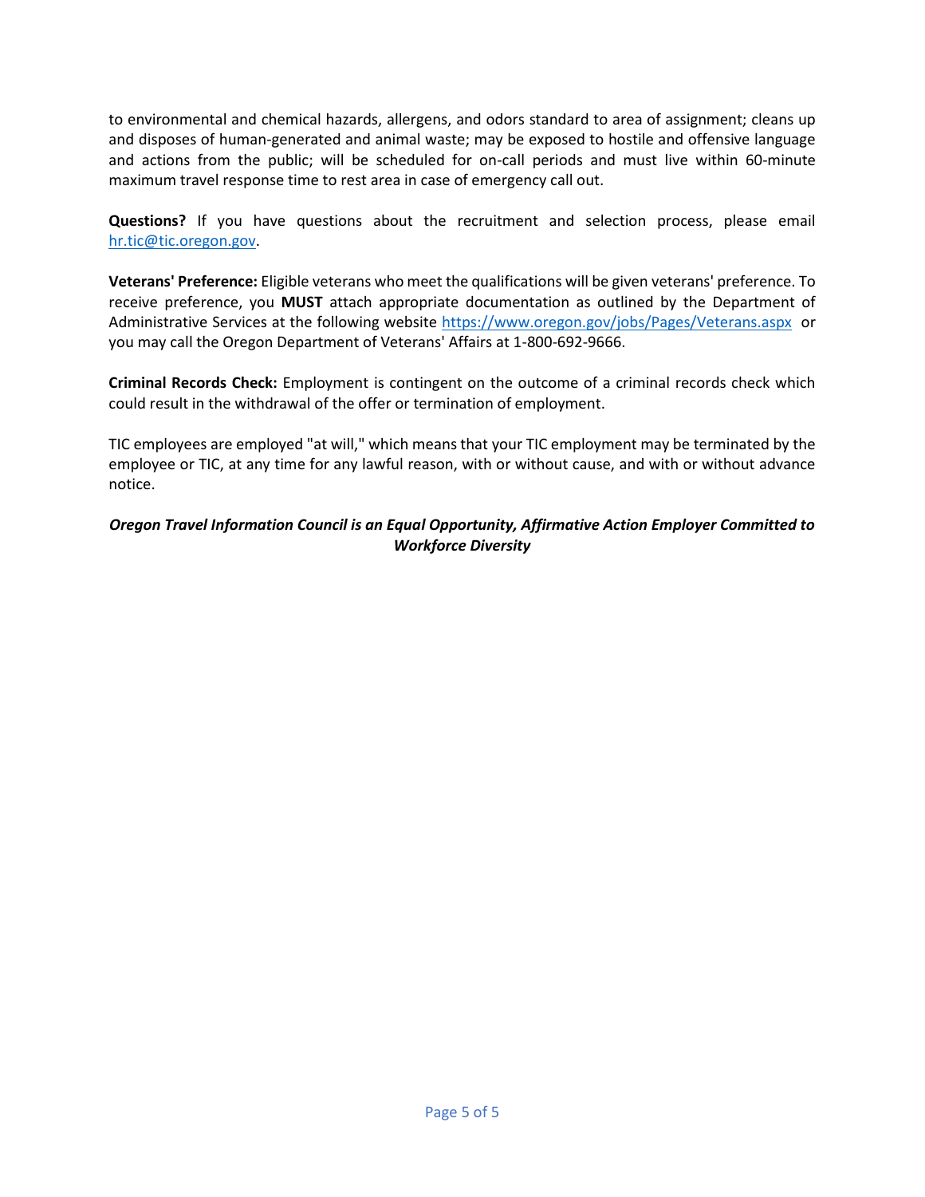to environmental and chemical hazards, allergens, and odors standard to area of assignment; cleans up and disposes of human-generated and animal waste; may be exposed to hostile and offensive language and actions from the public; will be scheduled for on-call periods and must live within 60-minute maximum travel response time to rest area in case of emergency call out.

**Questions?** If you have questions about the recruitment and selection process, please email hr.tic@tic.oregon.gov.

**Veterans' Preference:** Eligible veterans who meet the qualifications will be given veterans' preference. To receive preference, you **MUST** attach appropriate documentation as outlined by the Department of Administrative Services at the following website https://www.oregon.gov/jobs/Pages/Veterans.aspx or you may call the Oregon Department of Veterans' Affairs at 1-800-692-9666.

**Criminal Records Check:** Employment is contingent on the outcome of a criminal records check which could result in the withdrawal of the offer or termination of employment.

TIC employees are employed "at will," which means that your TIC employment may be terminated by the employee or TIC, at any time for any lawful reason, with or without cause, and with or without advance notice.

***Oregon Travel Information Council is an Equal Opportunity, Affirmative Action Employer Committed to Workforce Diversity***